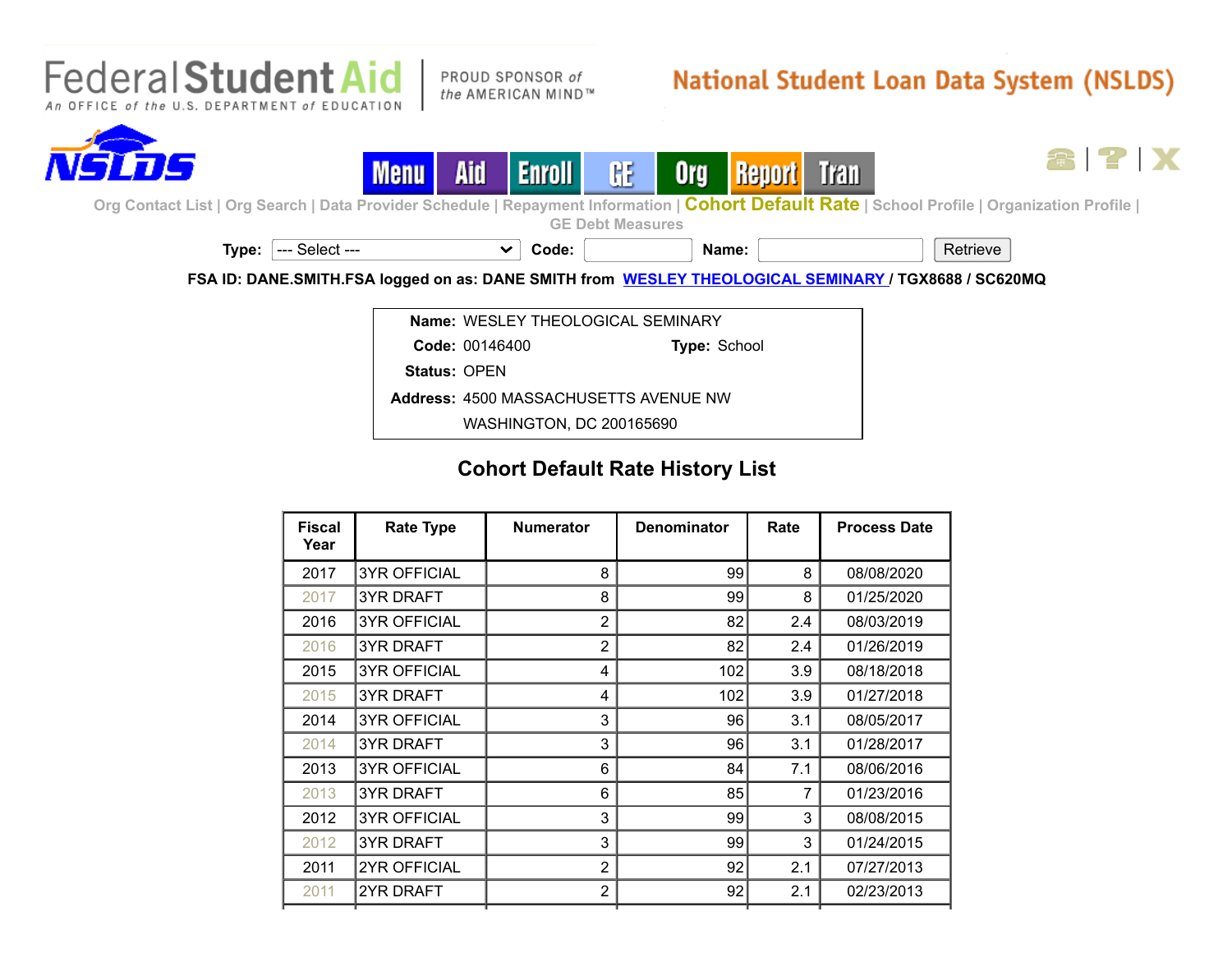Federal Student Aid

An OFFICE of the U.S. DEPARTMENT of EDUCATION

PROUD SPONSOR of the AMERICAN MIND™

# National Student Loan Data System (NSLDS)

NSLDS

Menu | Aid | Enroll | GE | Org | Report | Tran

Org Contact List | Org Search | Data Provider Schedule | Repayment Information | **Cohort Default Rate** | School Profile | Organization Profile | GE Debt Measures

**Type:** --- Select --- **Code:** **Name:** Retrieve

**FSA ID: DANE.SMITH.FSA logged on as: DANE SMITH from WESLEY THEOLOGICAL SEMINARY / TGX8688 / SC620MQ**

**Name:** WESLEY THEOLOGICAL SEMINARY
**Code:** 00146400 **Type:** School
**Status:** OPEN
**Address:** 4500 MASSACHUSETTS AVENUE NW
WASHINGTON, DC 200165690

## Cohort Default Rate History List

| Fiscal Year | Rate Type | Numerator | Denominator | Rate | Process Date |
|---|---|---|---|---|---|
| 2017 | 3YR OFFICIAL | 8 | 99 | 8 | 08/08/2020 |
| 2017 | 3YR DRAFT | 8 | 99 | 8 | 01/25/2020 |
| 2016 | 3YR OFFICIAL | 2 | 82 | 2.4 | 08/03/2019 |
| 2016 | 3YR DRAFT | 2 | 82 | 2.4 | 01/26/2019 |
| 2015 | 3YR OFFICIAL | 4 | 102 | 3.9 | 08/18/2018 |
| 2015 | 3YR DRAFT | 4 | 102 | 3.9 | 01/27/2018 |
| 2014 | 3YR OFFICIAL | 3 | 96 | 3.1 | 08/05/2017 |
| 2014 | 3YR DRAFT | 3 | 96 | 3.1 | 01/28/2017 |
| 2013 | 3YR OFFICIAL | 6 | 84 | 7.1 | 08/06/2016 |
| 2013 | 3YR DRAFT | 6 | 85 | 7 | 01/23/2016 |
| 2012 | 3YR OFFICIAL | 3 | 99 | 3 | 08/08/2015 |
| 2012 | 3YR DRAFT | 3 | 99 | 3 | 01/24/2015 |
| 2011 | 2YR OFFICIAL | 2 | 92 | 2.1 | 07/27/2013 |
| 2011 | 2YR DRAFT | 2 | 92 | 2.1 | 02/23/2013 |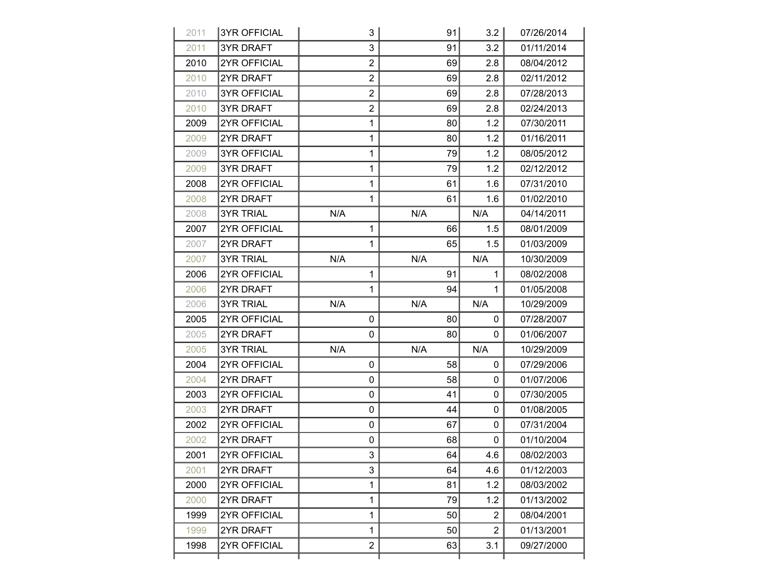| | | | | | |
|---|---|---|---|---|---|
| 2011 | 3YR OFFICIAL | 3 | 91 | 3.2 | 07/26/2014 |
| 2011 | 3YR DRAFT | 3 | 91 | 3.2 | 01/11/2014 |
| 2010 | 2YR OFFICIAL | 2 | 69 | 2.8 | 08/04/2012 |
| 2010 | 2YR DRAFT | 2 | 69 | 2.8 | 02/11/2012 |
| 2010 | 3YR OFFICIAL | 2 | 69 | 2.8 | 07/28/2013 |
| 2010 | 3YR DRAFT | 2 | 69 | 2.8 | 02/24/2013 |
| 2009 | 2YR OFFICIAL | 1 | 80 | 1.2 | 07/30/2011 |
| 2009 | 2YR DRAFT | 1 | 80 | 1.2 | 01/16/2011 |
| 2009 | 3YR OFFICIAL | 1 | 79 | 1.2 | 08/05/2012 |
| 2009 | 3YR DRAFT | 1 | 79 | 1.2 | 02/12/2012 |
| 2008 | 2YR OFFICIAL | 1 | 61 | 1.6 | 07/31/2010 |
| 2008 | 2YR DRAFT | 1 | 61 | 1.6 | 01/02/2010 |
| 2008 | 3YR TRIAL | N/A | N/A | N/A | 04/14/2011 |
| 2007 | 2YR OFFICIAL | 1 | 66 | 1.5 | 08/01/2009 |
| 2007 | 2YR DRAFT | 1 | 65 | 1.5 | 01/03/2009 |
| 2007 | 3YR TRIAL | N/A | N/A | N/A | 10/30/2009 |
| 2006 | 2YR OFFICIAL | 1 | 91 | 1 | 08/02/2008 |
| 2006 | 2YR DRAFT | 1 | 94 | 1 | 01/05/2008 |
| 2006 | 3YR TRIAL | N/A | N/A | N/A | 10/29/2009 |
| 2005 | 2YR OFFICIAL | 0 | 80 | 0 | 07/28/2007 |
| 2005 | 2YR DRAFT | 0 | 80 | 0 | 01/06/2007 |
| 2005 | 3YR TRIAL | N/A | N/A | N/A | 10/29/2009 |
| 2004 | 2YR OFFICIAL | 0 | 58 | 0 | 07/29/2006 |
| 2004 | 2YR DRAFT | 0 | 58 | 0 | 01/07/2006 |
| 2003 | 2YR OFFICIAL | 0 | 41 | 0 | 07/30/2005 |
| 2003 | 2YR DRAFT | 0 | 44 | 0 | 01/08/2005 |
| 2002 | 2YR OFFICIAL | 0 | 67 | 0 | 07/31/2004 |
| 2002 | 2YR DRAFT | 0 | 68 | 0 | 01/10/2004 |
| 2001 | 2YR OFFICIAL | 3 | 64 | 4.6 | 08/02/2003 |
| 2001 | 2YR DRAFT | 3 | 64 | 4.6 | 01/12/2003 |
| 2000 | 2YR OFFICIAL | 1 | 81 | 1.2 | 08/03/2002 |
| 2000 | 2YR DRAFT | 1 | 79 | 1.2 | 01/13/2002 |
| 1999 | 2YR OFFICIAL | 1 | 50 | 2 | 08/04/2001 |
| 1999 | 2YR DRAFT | 1 | 50 | 2 | 01/13/2001 |
| 1998 | 2YR OFFICIAL | 2 | 63 | 3.1 | 09/27/2000 |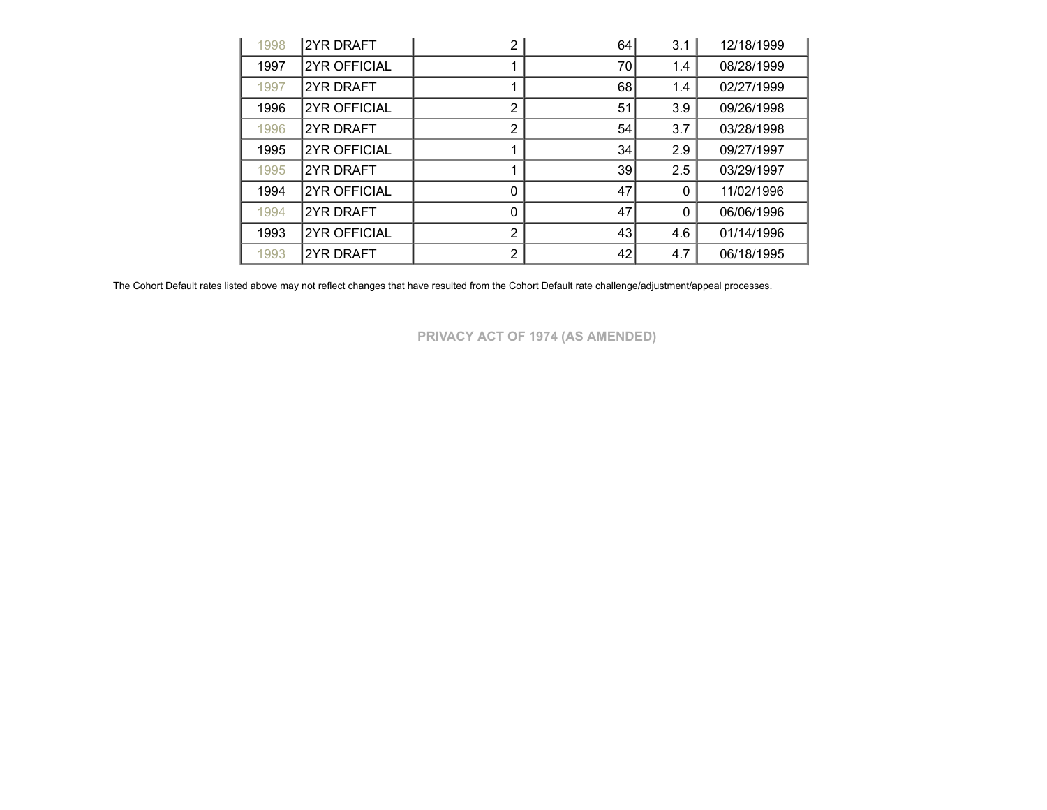| | | | | | |
|---|---|---|---|---|---|
| 1998 | 2YR DRAFT | 2 | 64 | 3.1 | 12/18/1999 |
| 1997 | 2YR OFFICIAL | 1 | 70 | 1.4 | 08/28/1999 |
| 1997 | 2YR DRAFT | 1 | 68 | 1.4 | 02/27/1999 |
| 1996 | 2YR OFFICIAL | 2 | 51 | 3.9 | 09/26/1998 |
| 1996 | 2YR DRAFT | 2 | 54 | 3.7 | 03/28/1998 |
| 1995 | 2YR OFFICIAL | 1 | 34 | 2.9 | 09/27/1997 |
| 1995 | 2YR DRAFT | 1 | 39 | 2.5 | 03/29/1997 |
| 1994 | 2YR OFFICIAL | 0 | 47 | 0 | 11/02/1996 |
| 1994 | 2YR DRAFT | 0 | 47 | 0 | 06/06/1996 |
| 1993 | 2YR OFFICIAL | 2 | 43 | 4.6 | 01/14/1996 |
| 1993 | 2YR DRAFT | 2 | 42 | 4.7 | 06/18/1995 |

The Cohort Default rates listed above may not reflect changes that have resulted from the Cohort Default rate challenge/adjustment/appeal processes.

**PRIVACY ACT OF 1974 (AS AMENDED)**